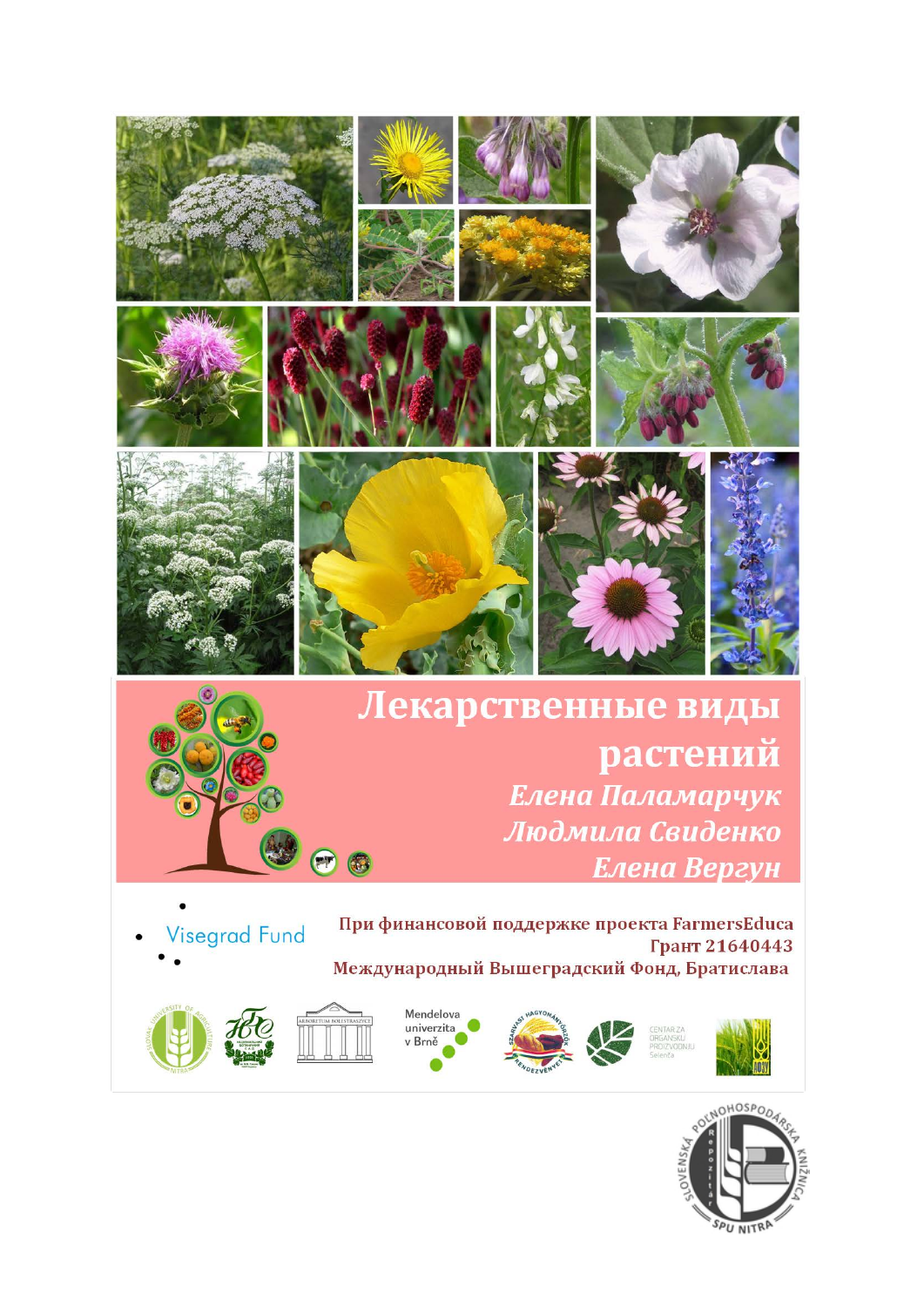# Лекарственные виды растений

***Елена Паламарчук***
***Людмила Свиденко***
***Елена Вергун***

Visegrad Fund

**При финансовой поддержке проекта FarmersEduca**
**Грант 21640443**
**Международный Вышеградский Фонд, Братислава**

Mendelova univerzita v Brně

CENTAR ZA ORGANSKU PROIZVODNJU Selenča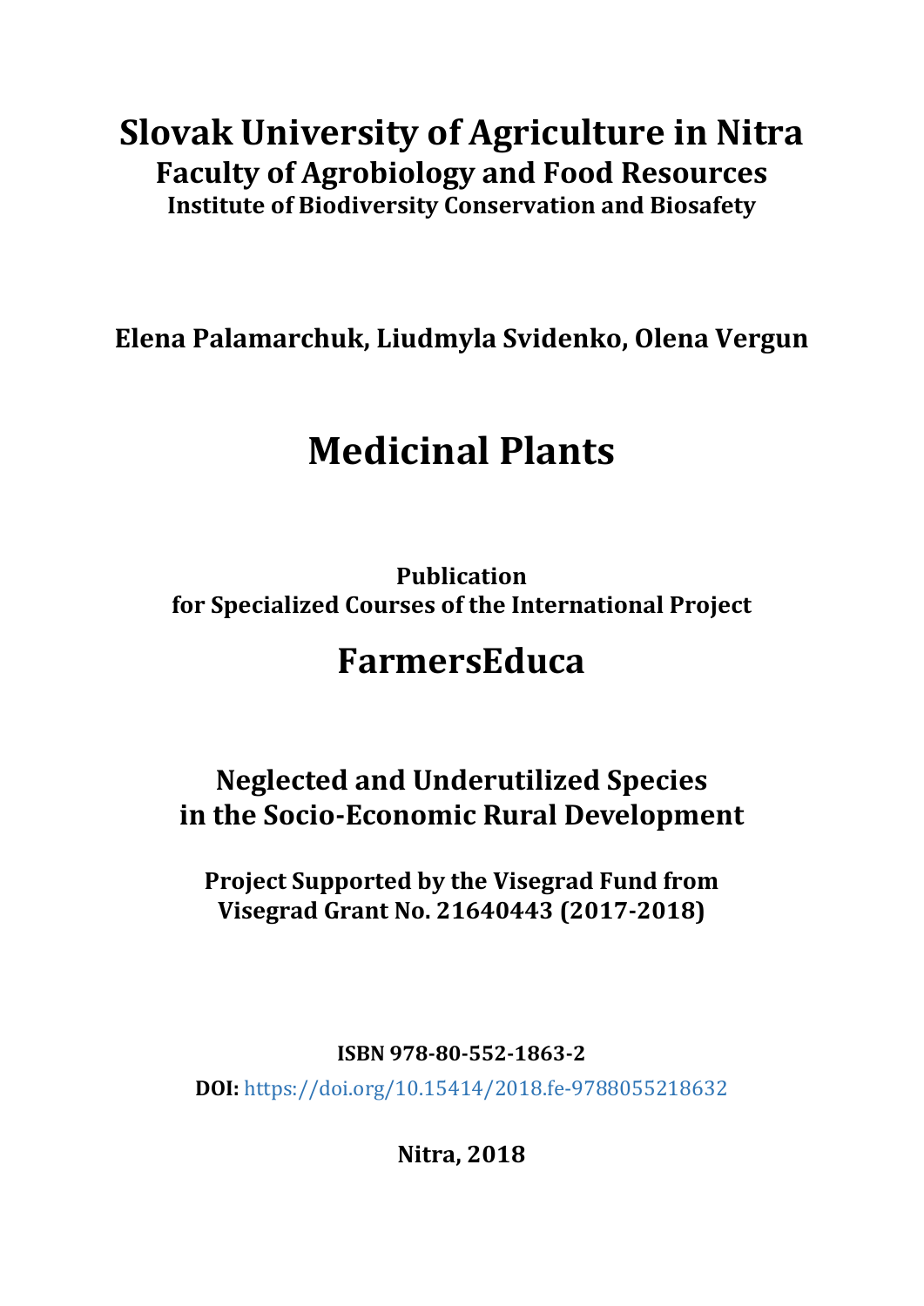# Slovak University of Agriculture in Nitra

## Faculty of Agrobiology and Food Resources

### Institute of Biodiversity Conservation and Biosafety

**Elena Palamarchuk, Liudmyla Svidenko, Olena Vergun**

# Medicinal Plants

**Publication**
**for Specialized Courses of the International Project**

## FarmersEduca

### Neglected and Underutilized Species in the Socio-Economic Rural Development

**Project Supported by the Visegrad Fund from Visegrad Grant No. 21640443 (2017-2018)**

**ISBN 978-80-552-1863-2**

**DOI:** https://doi.org/10.15414/2018.fe-9788055218632

**Nitra, 2018**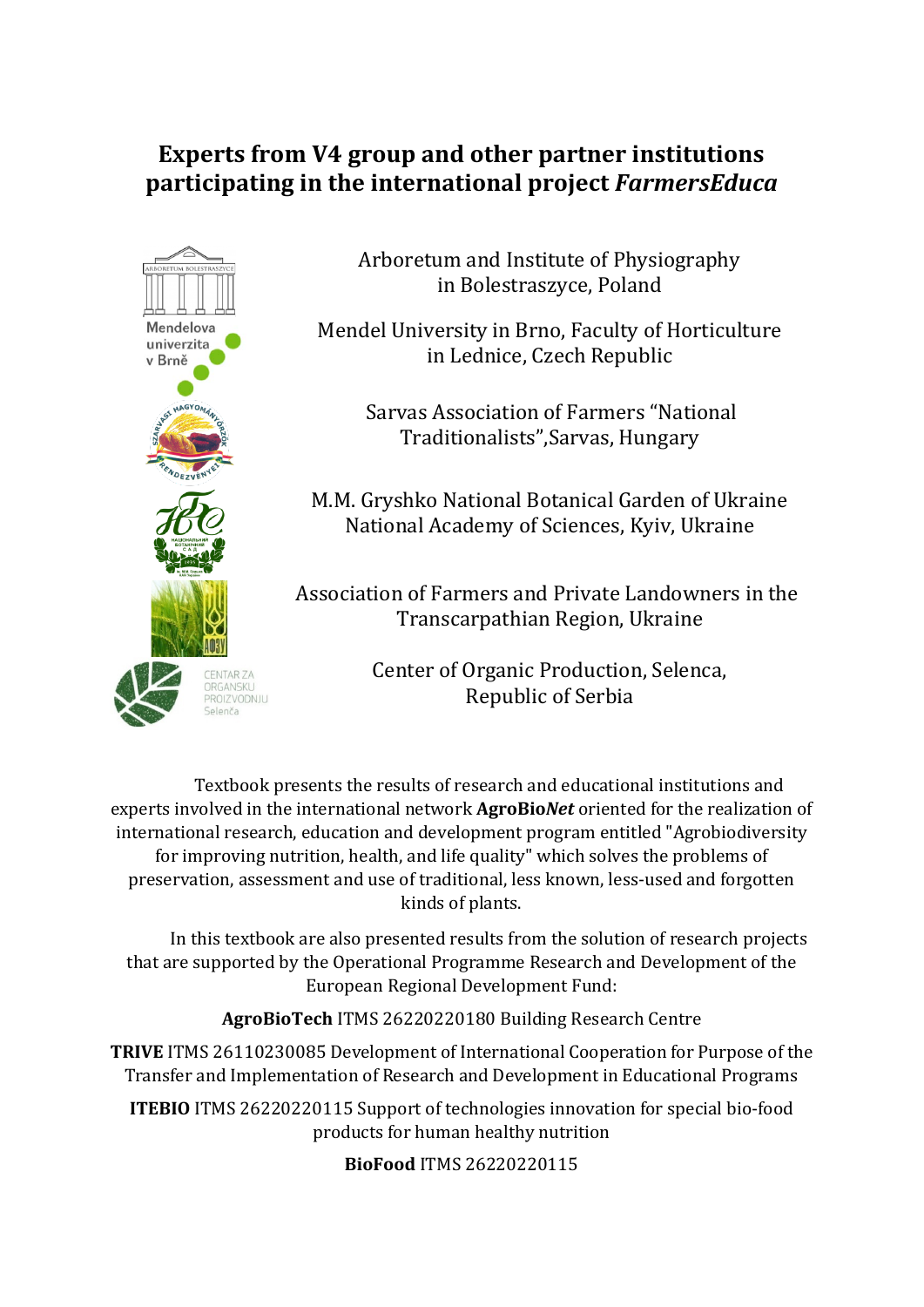# Experts from V4 group and other partner institutions participating in the international project *FarmersEduca*

Arboretum and Institute of Physiography in Bolestraszyce, Poland

Mendel University in Brno, Faculty of Horticulture in Lednice, Czech Republic

Sarvas Association of Farmers "National Traditionalists",Sarvas, Hungary

M.M. Gryshko National Botanical Garden of Ukraine National Academy of Sciences, Kyiv, Ukraine

Association of Farmers and Private Landowners in the Transcarpathian Region, Ukraine

Center of Organic Production, Selenca, Republic of Serbia

Textbook presents the results of research and educational institutions and experts involved in the international network **AgroBio*Net*** oriented for the realization of international research, education and development program entitled "Agrobiodiversity for improving nutrition, health, and life quality" which solves the problems of preservation, assessment and use of traditional, less known, less-used and forgotten kinds of plants.

In this textbook are also presented results from the solution of research projects that are supported by the Operational Programme Research and Development of the European Regional Development Fund:

**AgroBioTech** ITMS 26220220180 Building Research Centre

**TRIVE** ITMS 26110230085 Development of International Cooperation for Purpose of the Transfer and Implementation of Research and Development in Educational Programs

**ITEBIO** ITMS 26220220115 Support of technologies innovation for special bio-food products for human healthy nutrition

**BioFood** ITMS 26220220115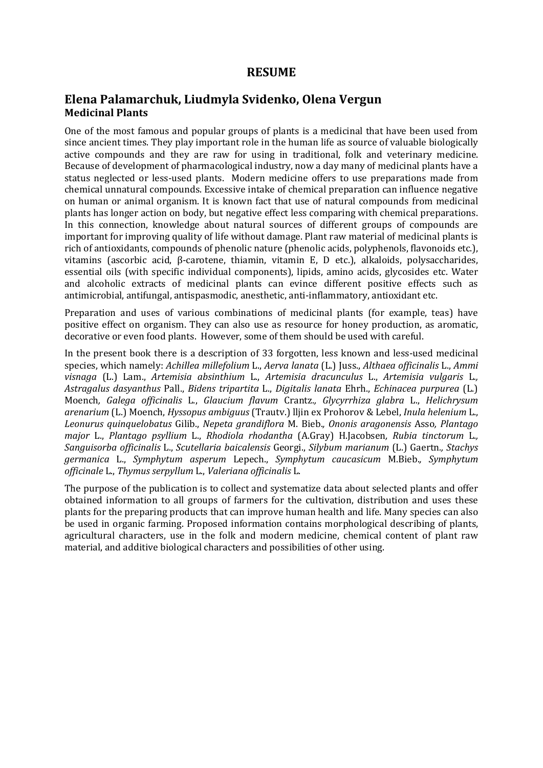# RESUME

## Elena Palamarchuk, Liudmyla Svidenko, Olena Vergun

### Medicinal Plants

One of the most famous and popular groups of plants is a medicinal that have been used from since ancient times. They play important role in the human life as source of valuable biologically active compounds and they are raw for using in traditional, folk and veterinary medicine. Because of development of pharmacological industry, now a day many of medicinal plants have a status neglected or less-used plants. Modern medicine offers to use preparations made from chemical unnatural compounds. Excessive intake of chemical preparation can influence negative on human or animal organism. It is known fact that use of natural compounds from medicinal plants has longer action on body, but negative effect less comparing with chemical preparations. In this connection, knowledge about natural sources of different groups of compounds are important for improving quality of life without damage. Plant raw material of medicinal plants is rich of antioxidants, compounds of phenolic nature (phenolic acids, polyphenols, flavonoids etc.), vitamins (ascorbic acid, β-carotene, thiamin, vitamin E, D etc.), alkaloids, polysaccharides, essential oils (with specific individual components), lipids, amino acids, glycosides etc. Water and alcoholic extracts of medicinal plants can evince different positive effects such as antimicrobial, antifungal, antispasmodic, anesthetic, anti-inflammatory, antioxidant etc.

Preparation and uses of various combinations of medicinal plants (for example, teas) have positive effect on organism. They can also use as resource for honey production, as aromatic, decorative or even food plants. However, some of them should be used with careful.

In the present book there is a description of 33 forgotten, less known and less-used medicinal species, which namely: *Achillea millefolium* L., *Aerva lanata* (L.) Juss., *Althaea officinalis* L., *Ammi visnaga* (L.) Lam., *Artemisia absinthium* L., *Artemisia dracunculus* L., *Artemisia vulgaris* L., *Astragalus dasyanthus* Pall., *Bidens tripartita* L., *Digitalis lanata* Ehrh., *Echinacea purpurea* (L.) Moench, *Galega officinalis* L., *Glaucium flavum* Crantz., *Glycyrrhiza glabra* L., *Helichrysum arenarium* (L.) Moench, *Hyssopus ambiguus* (Trautv.) Iljin ex Prohorov & Lebel, *Inula helenium* L., *Leonurus quinquelobatus* Gilib., *Nepeta grandiflora* M. Bieb., *Ononis aragonensis* Asso, *Plantago major* L., *Plantago psyllium* L., *Rhodiola rhodantha* (A.Gray) H.Jacobsen, *Rubia tinctorum* L., *Sanguisorba officinalis* L., *Scutellaria baicalensis* Georgi., *Silybum marianum* (L.) Gaertn., *Stachys germanica* L., *Symphytum asperum* Lepech., *Symphytum caucasicum* M.Bieb., *Symphytum officinale* L., *Thymus serpyllum* L., *Valeriana officinalis* L.

The purpose of the publication is to collect and systematize data about selected plants and offer obtained information to all groups of farmers for the cultivation, distribution and uses these plants for the preparing products that can improve human health and life. Many species can also be used in organic farming. Proposed information contains morphological describing of plants, agricultural characters, use in the folk and modern medicine, chemical content of plant raw material, and additive biological characters and possibilities of other using.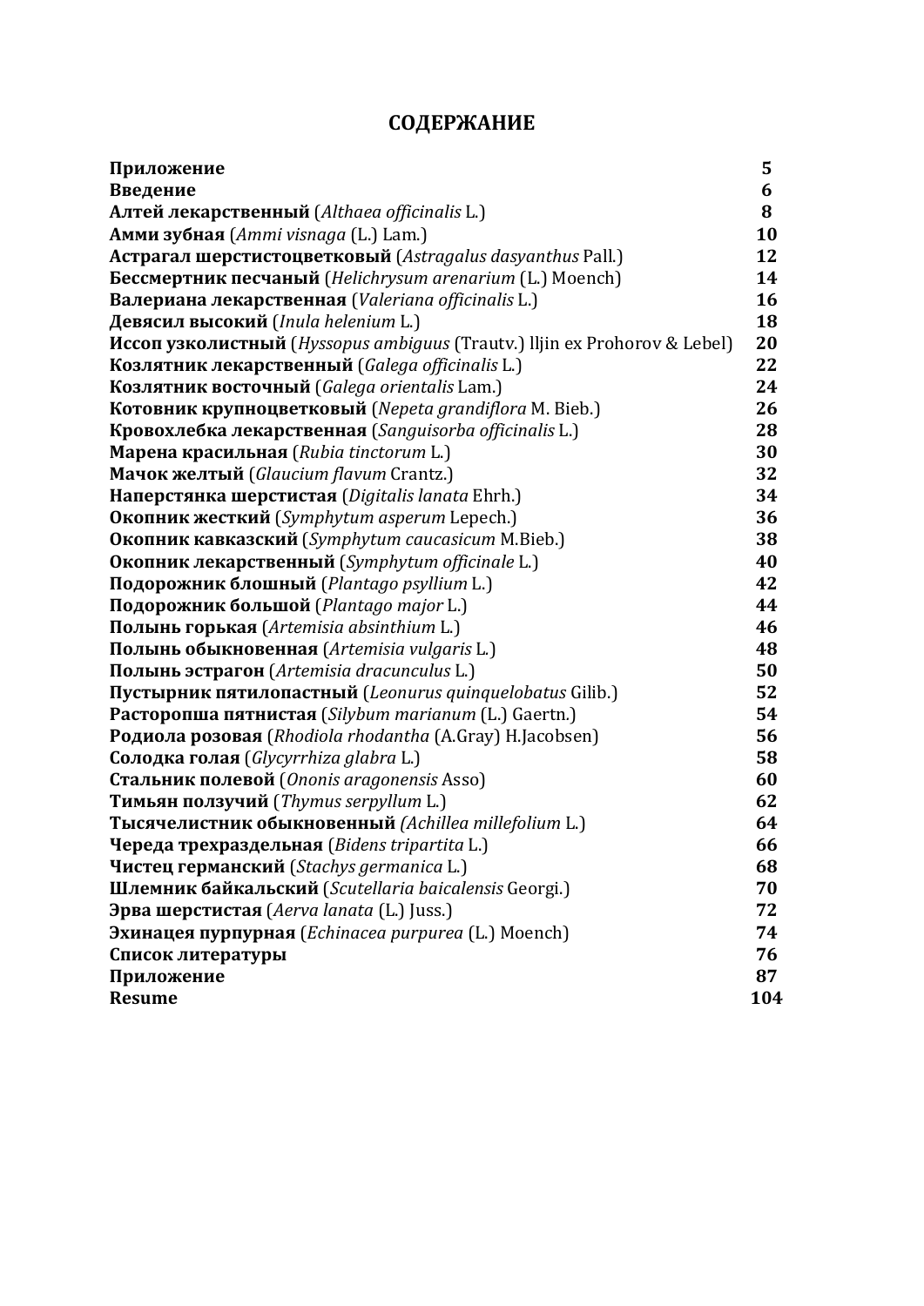# СОДЕРЖАНИЕ

| | |
|---|---|
| **Приложение** | **5** |
| **Введение** | **6** |
| **Алтей лекарственный** (*Althaea officinalis* L.) | **8** |
| **Амми зубная** (*Ammi visnaga* (L.) Lam.) | **10** |
| **Астрагал шерстистоцветковый** (*Astragalus dasyanthus* Pall.) | **12** |
| **Бессмертник песчаный** (*Helichrysum arenarium* (L.) Moench) | **14** |
| **Валериана лекарственная** (*Valeriana officinalis* L.) | **16** |
| **Девясил высокий** (*Inula helenium* L.) | **18** |
| **Иссоп узколистный** (*Hyssopus ambiguus* (Trautv.) Iljin ex Prohorov & Lebel) | **20** |
| **Козлятник лекарственный** (*Galega officinalis* L.) | **22** |
| **Козлятник восточный** (*Galega orientalis* Lam.) | **24** |
| **Котовник крупноцветковый** (*Nepeta grandiflora* M. Bieb.) | **26** |
| **Кровохлебка лекарственная** (*Sanguisorba officinalis* L.) | **28** |
| **Марена красильная** (*Rubia tinctorum* L.) | **30** |
| **Мачок желтый** (*Glaucium flavum* Crantz.) | **32** |
| **Наперстянка шерстистая** (*Digitalis lanata* Ehrh.) | **34** |
| **Окопник жесткий** (*Symphytum asperum* Lepech.) | **36** |
| **Окопник кавказский** (*Symphytum caucasicum* M.Bieb.) | **38** |
| **Окопник лекарственный** (*Symphytum officinale* L.) | **40** |
| **Подорожник блошный** (*Plantago psyllium* L.) | **42** |
| **Подорожник большой** (*Plantago major* L.) | **44** |
| **Полынь горькая** (*Artemisia absinthium* L.) | **46** |
| **Полынь обыкновенная** (*Artemisia vulgaris* L.) | **48** |
| **Полынь эстрагон** (*Artemisia dracunculus* L.) | **50** |
| **Пустырник пятилопастный** (*Leonurus quinquelobatus* Gilib.) | **52** |
| **Расторопша пятнистая** (*Silybum marianum* (L.) Gaertn.) | **54** |
| **Родиола розовая** (*Rhodiola rhodantha* (A.Gray) H.Jacobsen) | **56** |
| **Солодка голая** (*Glycyrrhiza glabra* L.) | **58** |
| **Стальник полевой** (*Ononis aragonensis* Asso) | **60** |
| **Тимьян ползучий** (*Thymus serpyllum* L.) | **62** |
| **Тысячелистник обыкновенный** *(Achillea millefolium* L.) | **64** |
| **Череда трехраздельная** (*Bidens tripartita* L.) | **66** |
| **Чистец германский** (*Stachys germanica* L.) | **68** |
| **Шлемник байкальский** (*Scutellaria baicalensis* Georgi.) | **70** |
| **Эрва шерстистая** (*Aerva lanata* (L.) Juss.) | **72** |
| **Эхинацея пурпурная** (*Echinacea purpurea* (L.) Moench) | **74** |
| **Список литературы** | **76** |
| **Приложение** | **87** |
| **Resume** | **104** |